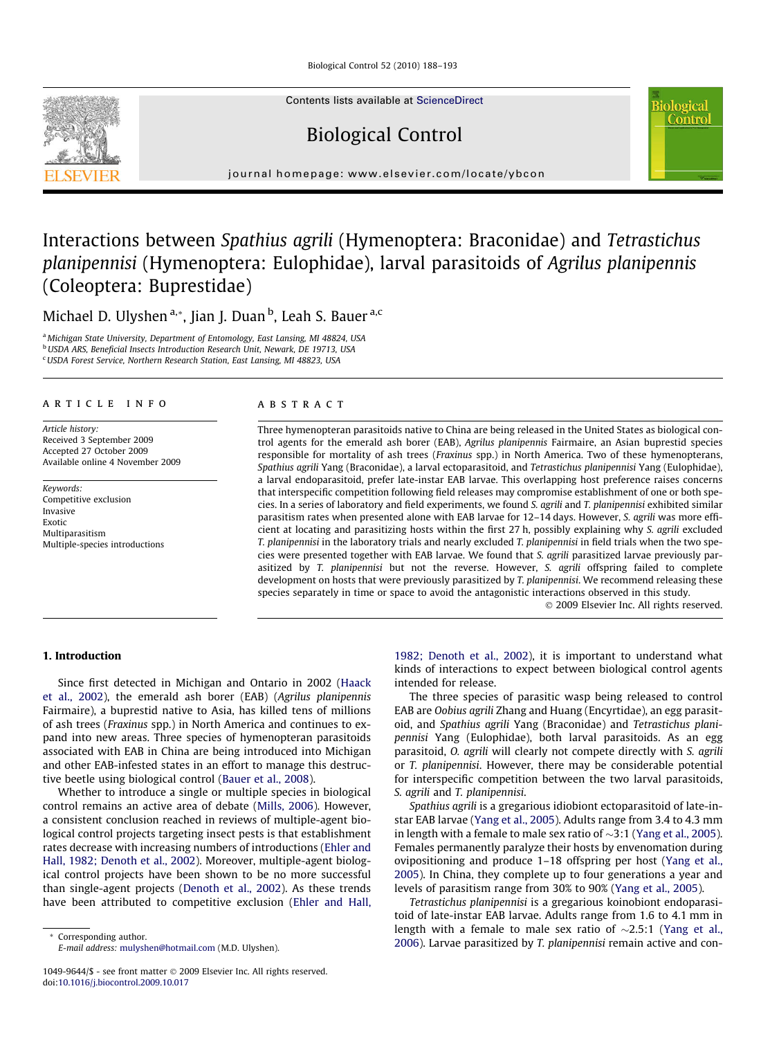# Interactions between *Spathius agrili* (Hymenoptera: Braconidae) and *Tetrastichus planipennisi* (Hymenoptera: Eulophidae), larval parasitoids of *Agrilus planipennis* (Coleoptera: Buprestidae)

Michael D. Ulyshen [a,*], Jian J. Duan [b], Leah S. Bauer [a,c]

[a] Michigan State University, Department of Entomology, East Lansing, MI 48824, USA
[b] USDA ARS, Beneficial Insects Introduction Research Unit, Newark, DE 19713, USA
[c] USDA Forest Service, Northern Research Station, East Lansing, MI 48823, USA

**ARTICLE INFO**

*Article history:*
Received 3 September 2009
Accepted 27 October 2009
Available online 4 November 2009

*Keywords:*
Competitive exclusion
Invasive
Exotic
Multiparasitism
Multiple-species introductions

**ABSTRACT**

Three hymenopteran parasitoids native to China are being released in the United States as biological control agents for the emerald ash borer (EAB), *Agrilus planipennis* Fairmaire, an Asian buprestid species responsible for mortality of ash trees (*Fraxinus* spp.) in North America. Two of these hymenopterans, *Spathius agrili* Yang (Braconidae), a larval ectoparasitoid, and *Tetrastichus planipennisi* Yang (Eulophidae), a larval endoparasitoid, prefer late-instar EAB larvae. This overlapping host preference raises concerns that interspecific competition following field releases may compromise establishment of one or both species. In a series of laboratory and field experiments, we found *S. agrili* and *T. planipennisi* exhibited similar parasitism rates when presented alone with EAB larvae for 12–14 days. However, *S. agrili* was more efficient at locating and parasitizing hosts within the first 27 h, possibly explaining why *S. agrili* excluded *T. planipennisi* in the laboratory trials and nearly excluded *T. planipennisi* in field trials when the two species were presented together with EAB larvae. We found that *S. agrili* parasitized larvae previously parasitized by *T. planipennisi* but not the reverse. However, *S. agrili* offspring failed to complete development on hosts that were previously parasitized by *T. planipennisi*. We recommend releasing these species separately in time or space to avoid the antagonistic interactions observed in this study.

© 2009 Elsevier Inc. All rights reserved.

## 1. Introduction

Since first detected in Michigan and Ontario in 2002 (Haack et al., 2002), the emerald ash borer (EAB) (*Agrilus planipennis* Fairmaire), a buprestid native to Asia, has killed tens of millions of ash trees (*Fraxinus* spp.) in North America and continues to expand into new areas. Three species of hymenopteran parasitoids associated with EAB in China are being introduced into Michigan and other EAB-infested states in an effort to manage this destructive beetle using biological control (Bauer et al., 2008).

Whether to introduce a single or multiple species in biological control remains an active area of debate (Mills, 2006). However, a consistent conclusion reached in reviews of multiple-agent biological control projects targeting insect pests is that establishment rates decrease with increasing numbers of introductions (Ehler and Hall, 1982; Denoth et al., 2002). Moreover, multiple-agent biological control projects have been shown to be no more successful than single-agent projects (Denoth et al., 2002). As these trends have been attributed to competitive exclusion (Ehler and Hall, 1982; Denoth et al., 2002), it is important to understand what kinds of interactions to expect between biological control agents intended for release.

The three species of parasitic wasp being released to control EAB are *Oobius agrili* Zhang and Huang (Encyrtidae), an egg parasitoid, and *Spathius agrili* Yang (Braconidae) and *Tetrastichus planipennisi* Yang (Eulophidae), both larval parasitoids. As an egg parasitoid, *O. agrili* will clearly not compete directly with *S. agrili* or *T. planipennisi*. However, there may be considerable potential for interspecific competition between the two larval parasitoids, *S. agrili* and *T. planipennisi*.

*Spathius agrili* is a gregarious idiobiont ectoparasitoid of late-instar EAB larvae (Yang et al., 2005). Adults range from 3.4 to 4.3 mm in length with a female to male sex ratio of ~3:1 (Yang et al., 2005). Females permanently paralyze their hosts by envenomation during ovipositioning and produce 1–18 offspring per host (Yang et al., 2005). In China, they complete up to four generations a year and levels of parasitism range from 30% to 90% (Yang et al., 2005).

*Tetrastichus planipennisi* is a gregarious koinobiont endoparasitoid of late-instar EAB larvae. Adults range from 1.6 to 4.1 mm in length with a female to male sex ratio of ~2.5:1 (Yang et al., 2006). Larvae parasitized by *T. planipennisi* remain active and con-

* Corresponding author.
E-mail address: mulyshen@hotmail.com (M.D. Ulyshen).

1049-9644/$ - see front matter © 2009 Elsevier Inc. All rights reserved.
doi:10.1016/j.biocontrol.2009.10.017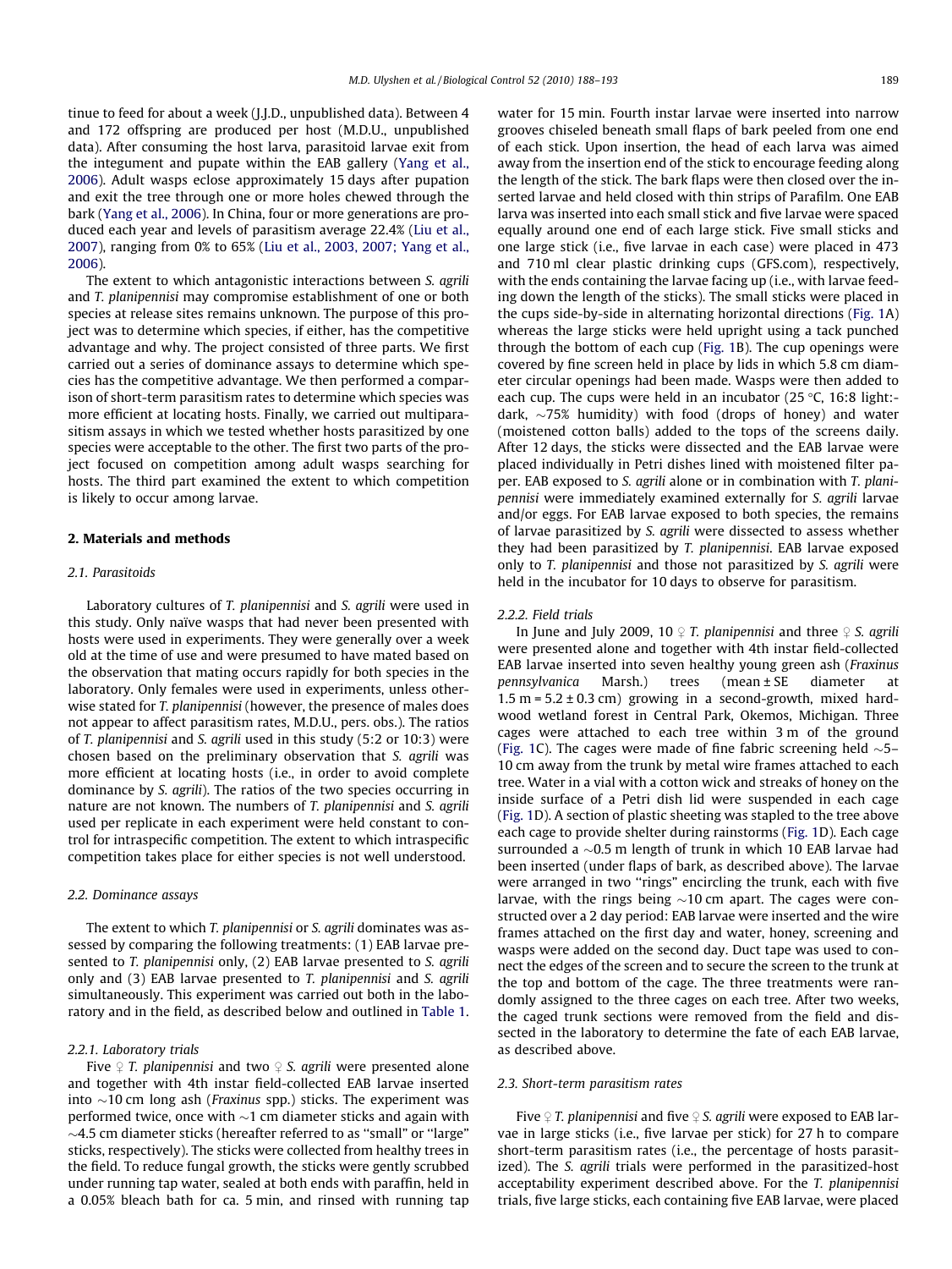tinue to feed for about a week (J.J.D., unpublished data). Between 4 and 172 offspring are produced per host (M.D.U., unpublished data). After consuming the host larva, parasitoid larvae exit from the integument and pupate within the EAB gallery (Yang et al., 2006). Adult wasps eclose approximately 15 days after pupation and exit the tree through one or more holes chewed through the bark (Yang et al., 2006). In China, four or more generations are produced each year and levels of parasitism average 22.4% (Liu et al., 2007), ranging from 0% to 65% (Liu et al., 2003, 2007; Yang et al., 2006).

The extent to which antagonistic interactions between *S. agrili* and *T. planipennisi* may compromise establishment of one or both species at release sites remains unknown. The purpose of this project was to determine which species, if either, has the competitive advantage and why. The project consisted of three parts. We first carried out a series of dominance assays to determine which species has the competitive advantage. We then performed a comparison of short-term parasitism rates to determine which species was more efficient at locating hosts. Finally, we carried out multiparasitism assays in which we tested whether hosts parasitized by one species were acceptable to the other. The first two parts of the project focused on competition among adult wasps searching for hosts. The third part examined the extent to which competition is likely to occur among larvae.

## 2. Materials and methods

### 2.1. Parasitoids

Laboratory cultures of *T. planipennisi* and *S. agrili* were used in this study. Only naïve wasps that had never been presented with hosts were used in experiments. They were generally over a week old at the time of use and were presumed to have mated based on the observation that mating occurs rapidly for both species in the laboratory. Only females were used in experiments, unless otherwise stated for *T. planipennisi* (however, the presence of males does not appear to affect parasitism rates, M.D.U., pers. obs.). The ratios of *T. planipennisi* and *S. agrili* used in this study (5:2 or 10:3) were chosen based on the preliminary observation that *S. agrili* was more efficient at locating hosts (i.e., in order to avoid complete dominance by *S. agrili*). The ratios of the two species occurring in nature are not known. The numbers of *T. planipennisi* and *S. agrili* used per replicate in each experiment were held constant to control for intraspecific competition. The extent to which intraspecific competition takes place for either species is not well understood.

### 2.2. Dominance assays

The extent to which *T. planipennisi* or *S. agrili* dominates was assessed by comparing the following treatments: (1) EAB larvae presented to *T. planipennisi* only, (2) EAB larvae presented to *S. agrili* only and (3) EAB larvae presented to *T. planipennisi* and *S. agrili* simultaneously. This experiment was carried out both in the laboratory and in the field, as described below and outlined in Table 1.

#### 2.2.1. Laboratory trials

Five ♀ *T. planipennisi* and two ♀ *S. agrili* were presented alone and together with 4th instar field-collected EAB larvae inserted into ~10 cm long ash (*Fraxinus* spp.) sticks. The experiment was performed twice, once with ~1 cm diameter sticks and again with ~4.5 cm diameter sticks (hereafter referred to as "small" or "large" sticks, respectively). The sticks were collected from healthy trees in the field. To reduce fungal growth, the sticks were gently scrubbed under running tap water, sealed at both ends with paraffin, held in a 0.05% bleach bath for ca. 5 min, and rinsed with running tap water for 15 min. Fourth instar larvae were inserted into narrow grooves chiseled beneath small flaps of bark peeled from one end of each stick. Upon insertion, the head of each larva was aimed away from the insertion end of the stick to encourage feeding along the length of the stick. The bark flaps were then closed over the inserted larvae and held closed with thin strips of Parafilm. One EAB larva was inserted into each small stick and five larvae were spaced equally around one end of each large stick. Five small sticks and one large stick (i.e., five larvae in each case) were placed in 473 and 710 ml clear plastic drinking cups (GFS.com), respectively, with the ends containing the larvae facing up (i.e., with larvae feeding down the length of the sticks). The small sticks were placed in the cups side-by-side in alternating horizontal directions (Fig. 1A) whereas the large sticks were held upright using a tack punched through the bottom of each cup (Fig. 1B). The cup openings were covered by fine screen held in place by lids in which 5.8 cm diameter circular openings had been made. Wasps were then added to each cup. The cups were held in an incubator (25 °C, 16:8 light:-dark, ~75% humidity) with food (drops of honey) and water (moistened cotton balls) added to the tops of the screens daily. After 12 days, the sticks were dissected and the EAB larvae were placed individually in Petri dishes lined with moistened filter paper. EAB exposed to *S. agrili* alone or in combination with *T. planipennisi* were immediately examined externally for *S. agrili* larvae and/or eggs. For EAB larvae exposed to both species, the remains of larvae parasitized by *S. agrili* were dissected to assess whether they had been parasitized by *T. planipennisi*. EAB larvae exposed only to *T. planipennisi* and those not parasitized by *S. agrili* were held in the incubator for 10 days to observe for parasitism.

#### 2.2.2. Field trials

In June and July 2009, 10 ♀ *T. planipennisi* and three ♀ *S. agrili* were presented alone and together with 4th instar field-collected EAB larvae inserted into seven healthy young green ash (*Fraxinus pennsylvanica* Marsh.) trees (mean ± SE diameter at 1.5 m = 5.2 ± 0.3 cm) growing in a second-growth, mixed hardwood wetland forest in Central Park, Okemos, Michigan. Three cages were attached to each tree within 3 m of the ground (Fig. 1C). The cages were made of fine fabric screening held ~5–10 cm away from the trunk by metal wire frames attached to each tree. Water in a vial with a cotton wick and streaks of honey on the inside surface of a Petri dish lid were suspended in each cage (Fig. 1D). A section of plastic sheeting was stapled to the tree above each cage to provide shelter during rainstorms (Fig. 1D). Each cage surrounded a ~0.5 m length of trunk in which 10 EAB larvae had been inserted (under flaps of bark, as described above). The larvae were arranged in two "rings" encircling the trunk, each with five larvae, with the rings being ~10 cm apart. The cages were constructed over a 2 day period: EAB larvae were inserted and the wire frames attached on the first day and water, honey, screening and wasps were added on the second day. Duct tape was used to connect the edges of the screen and to secure the screen to the trunk at the top and bottom of the cage. The three treatments were randomly assigned to the three cages on each tree. After two weeks, the caged trunk sections were removed from the field and dissected in the laboratory to determine the fate of each EAB larvae, as described above.

### 2.3. Short-term parasitism rates

Five ♀ *T. planipennisi* and five ♀ *S. agrili* were exposed to EAB larvae in large sticks (i.e., five larvae per stick) for 27 h to compare short-term parasitism rates (i.e., the percentage of hosts parasitized). The *S. agrili* trials were performed in the parasitized-host acceptability experiment described above. For the *T. planipennisi* trials, five large sticks, each containing five EAB larvae, were placed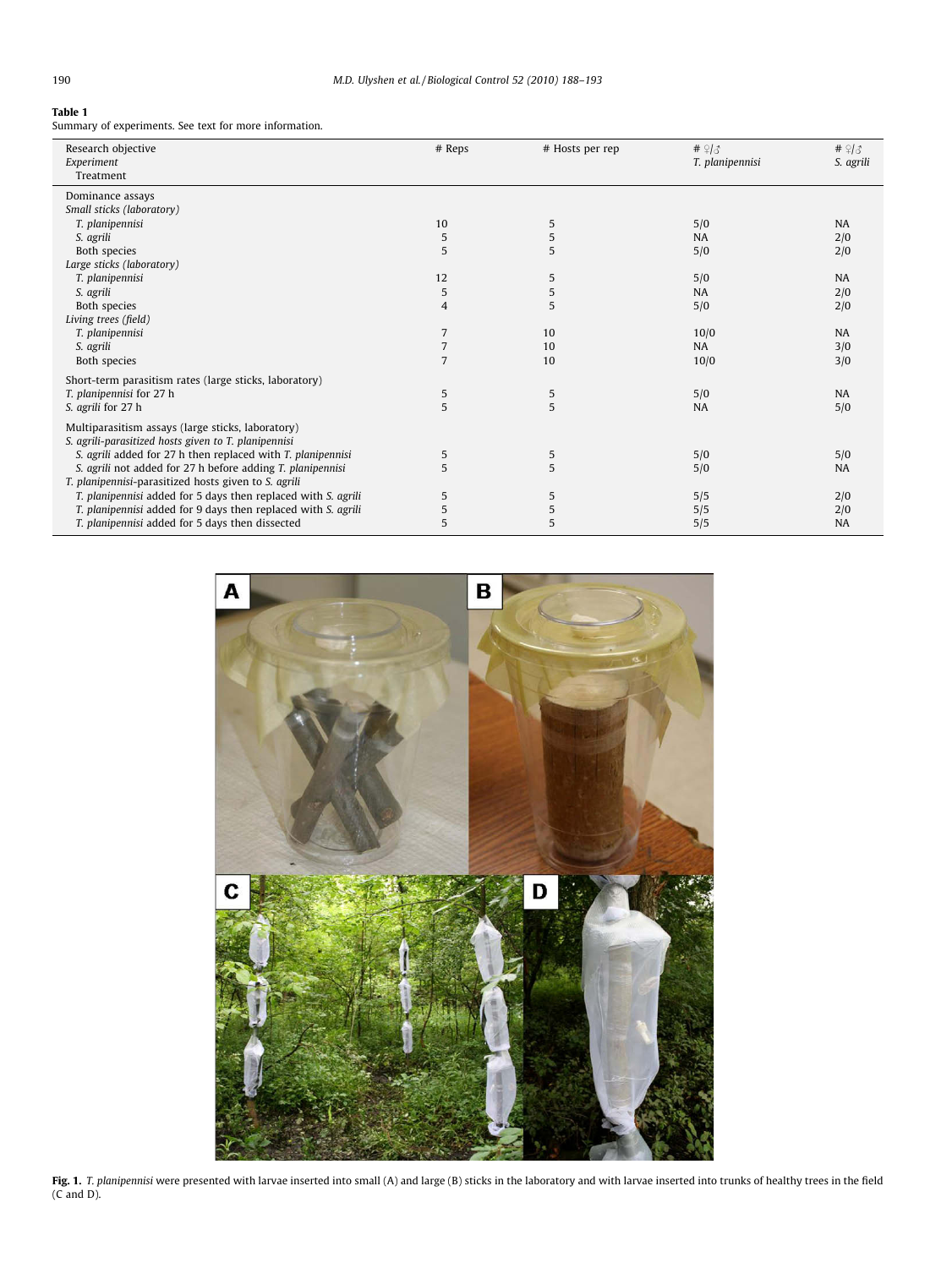**Table 1**
Summary of experiments. See text for more information.

| Research objective / *Experiment* / Treatment | # Reps | # Hosts per rep | # ♀/♂ *T. planipennisi* | # ♀/♂ *S. agrili* |
|---|---|---|---|---|
| Dominance assays | | | | |
| *Small sticks (laboratory)* | | | | |
| *T. planipennisi* | 10 | 5 | 5/0 | NA |
| *S. agrili* | 5 | 5 | NA | 2/0 |
| Both species | 5 | 5 | 5/0 | 2/0 |
| *Large sticks (laboratory)* | | | | |
| *T. planipennisi* | 12 | 5 | 5/0 | NA |
| *S. agrili* | 5 | 5 | NA | 2/0 |
| Both species | 4 | 5 | 5/0 | 2/0 |
| *Living trees (field)* | | | | |
| *T. planipennisi* | 7 | 10 | 10/0 | NA |
| *S. agrili* | 7 | 10 | NA | 3/0 |
| Both species | 7 | 10 | 10/0 | 3/0 |
| Short-term parasitism rates (large sticks, laboratory) | | | | |
| *T. planipennisi* for 27 h | 5 | 5 | 5/0 | NA |
| *S. agrili* for 27 h | 5 | 5 | NA | 5/0 |
| Multiparasitism assays (large sticks, laboratory) | | | | |
| *S. agrili-parasitized hosts given to T. planipennisi* | | | | |
| *S. agrili* added for 27 h then replaced with *T. planipennisi* | 5 | 5 | 5/0 | 5/0 |
| *S. agrili* not added for 27 h before adding *T. planipennisi* | 5 | 5 | 5/0 | NA |
| *T. planipennisi-parasitized hosts given to S. agrili* | | | | |
| *T. planipennisi* added for 5 days then replaced with *S. agrili* | 5 | 5 | 5/5 | 2/0 |
| *T. planipennisi* added for 9 days then replaced with *S. agrili* | 5 | 5 | 5/5 | 2/0 |
| *T. planipennisi* added for 5 days then dissected | 5 | 5 | 5/5 | NA |

**Fig. 1.** *T. planipennisi* were presented with larvae inserted into small (A) and large (B) sticks in the laboratory and with larvae inserted into trunks of healthy trees in the field (C and D).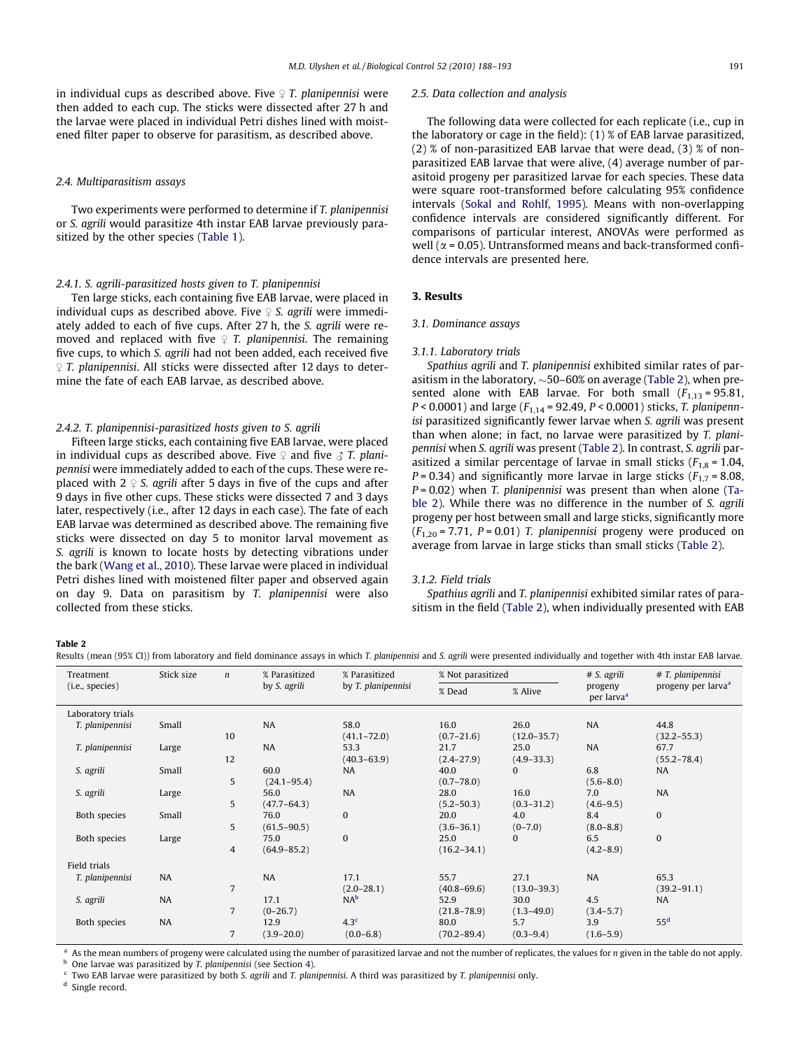in individual cups as described above. Five ♀ *T. planipennisi* were then added to each cup. The sticks were dissected after 27 h and the larvae were placed in individual Petri dishes lined with moistened filter paper to observe for parasitism, as described above.

### 2.4. Multiparasitism assays

Two experiments were performed to determine if *T. planipennisi* or *S. agrili* would parasitize 4th instar EAB larvae previously parasitized by the other species (Table 1).

#### 2.4.1. S. agrili-parasitized hosts given to T. planipennisi

Ten large sticks, each containing five EAB larvae, were placed in individual cups as described above. Five ♀ *S. agrili* were immediately added to each of five cups. After 27 h, the *S. agrili* were removed and replaced with five ♀ *T. planipennisi*. The remaining five cups, to which *S. agrili* had not been added, each received five ♀ *T. planipennisi*. All sticks were dissected after 12 days to determine the fate of each EAB larvae, as described above.

#### 2.4.2. T. planipennisi-parasitized hosts given to S. agrili

Fifteen large sticks, each containing five EAB larvae, were placed in individual cups as described above. Five ♀ and five ♂ *T. planipennisi* were immediately added to each of the cups. These were replaced with 2 ♀ *S. agrili* after 5 days in five of the cups and after 9 days in five other cups. These sticks were dissected 7 and 3 days later, respectively (i.e., after 12 days in each case). The fate of each EAB larvae was determined as described above. The remaining five sticks were dissected on day 5 to monitor larval movement as *S. agrili* is known to locate hosts by detecting vibrations under the bark (Wang et al., 2010). These larvae were placed in individual Petri dishes lined with moistened filter paper and observed again on day 9. Data on parasitism by *T. planipennisi* were also collected from these sticks.

### 2.5. Data collection and analysis

The following data were collected for each replicate (i.e., cup in the laboratory or cage in the field): (1) % of EAB larvae parasitized, (2) % of non-parasitized EAB larvae that were dead, (3) % of non-parasitized EAB larvae that were alive, (4) average number of parasitoid progeny per parasitized larvae for each species. These data were square root-transformed before calculating 95% confidence intervals (Sokal and Rohlf, 1995). Means with non-overlapping confidence intervals are considered significantly different. For comparisons of particular interest, ANOVAs were performed as well ($\alpha = 0.05$). Untransformed means and back-transformed confidence intervals are presented here.

## 3. Results

### 3.1. Dominance assays

#### 3.1.1. Laboratory trials

*Spathius agrili* and *T. planipennisi* exhibited similar rates of parasitism in the laboratory, ~50–60% on average (Table 2), when presented alone with EAB larvae. For both small ($F_{1,13} = 95.81$, $P < 0.0001$) and large ($F_{1,14} = 92.49$, $P < 0.0001$) sticks, *T. planipennisi* parasitized significantly fewer larvae when *S. agrili* was present than when alone; in fact, no larvae were parasitized by *T. planipennisi* when *S. agrili* was present (Table 2). In contrast, *S. agrili* parasitized a similar percentage of larvae in small sticks ($F_{1,8} = 1.04$, $P = 0.34$) and significantly more larvae in large sticks ($F_{1,7} = 8.08$, $P = 0.02$) when *T. planipennisi* was present (Table 2). While there was no difference in the number of *S. agrili* progeny per host between small and large sticks, significantly more ($F_{1,20} = 7.71$, $P = 0.01$) *T. planipennisi* progeny were produced on average from larvae in large sticks than small sticks (Table 2).

#### 3.1.2. Field trials

*Spathius agrili* and *T. planipennisi* exhibited similar rates of parasitism in the field (Table 2), when individually presented with EAB

**Table 2**
Results (mean (95% CI)) from laboratory and field dominance assays in which *T. planipennisi* and *S. agrili* were presented individually and together with 4th instar EAB larvae.

| Treatment (i.e., species) | Stick size | n | % Parasitized by *S. agrili* | % Parasitized by *T. planipennisi* | % Not parasitized | | # *S. agrili* progeny per larva[a] | # *T. planipennisi* progeny per larva[a] |
|---|---|---|---|---|---|---|---|---|
| | | | | | % Dead | % Alive | | |
| *Laboratory trials* | | | | | | | | |
| *T. planipennisi* | Small | 10 | NA | 58.0 (41.1–72.0) | 16.0 (0.7–21.6) | 26.0 (12.0–35.7) | NA | 44.8 (32.2–55.3) |
| *T. planipennisi* | Large | 12 | NA | 53.3 (40.3–63.9) | 21.7 (2.4–27.9) | 25.0 (4.9–33.3) | NA | 67.7 (55.2–78.4) |
| *S. agrili* | Small | 5 | 60.0 (24.1–95.4) | NA | 40.0 (0.7–78.0) | 0 | 6.8 (5.6–8.0) | NA |
| *S. agrili* | Large | 5 | 56.0 (47.7–64.3) | NA | 28.0 (5.2–50.3) | 16.0 (0.3–31.2) | 7.0 (4.6–9.5) | NA |
| Both species | Small | 5 | 76.0 (61.5–90.5) | 0 | 20.0 (3.6–36.1) | 4.0 (0–7.0) | 8.4 (8.0–8.8) | 0 |
| Both species | Large | 4 | 75.0 (64.9–85.2) | 0 | 25.0 (16.2–34.1) | 0 | 6.5 (4.2–8.9) | 0 |
| *Field trials* | | | | | | | | |
| *T. planipennisi* | NA | 7 | NA | 17.1 (2.0–28.1) | 55.7 (40.8–69.6) | 27.1 (13.0–39.3) | NA | 65.3 (39.2–91.1) |
| *S. agrili* | NA | 7 | 17.1 (0–26.7) | NA[b] | 52.9 (21.8–78.9) | 30.0 (1.3–49.0) | 4.5 (3.4–5.7) | NA |
| Both species | NA | 7 | 12.9 (3.9–20.0) | 4.3[c] (0.0–6.8) | 80.0 (70.2–89.4) | 5.7 (0.3–9.4) | 3.9 (1.6–5.9) | 55[d] |

[a] As the mean numbers of progeny were calculated using the number of parasitized larvae and not the number of replicates, the values for n given in the table do not apply.
[b] One larvae was parasitized by *T. planipennisi* (see Section 4).
[c] Two EAB larvae were parasitized by both *S. agrili* and *T. planipennisi*. A third was parasitized by *T. planipennisi* only.
[d] Single record.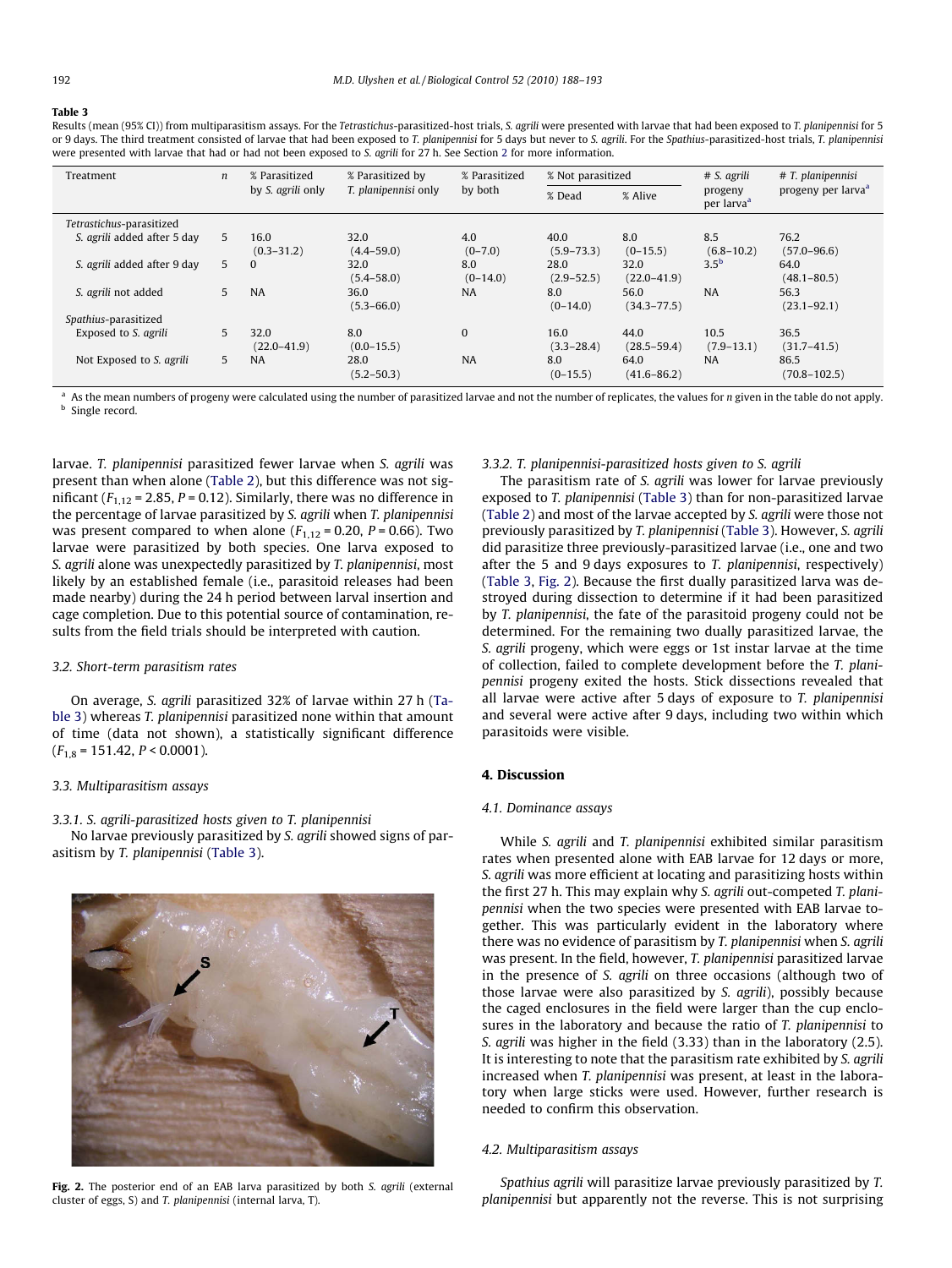**Table 3**

Results (mean (95% CI)) from multiparasitism assays. For the *Tetrastichus*-parasitized-host trials, *S. agrili* were presented with larvae that had been exposed to *T. planipennisi* for 5 or 9 days. The third treatment consisted of larvae that had been exposed to *T. planipennisi* for 5 days but never to *S. agrili*. For the *Spathius*-parasitized-host trials, *T. planipennisi* were presented with larvae that had or had not been exposed to *S. agrili* for 27 h. See Section 2 for more information.

| Treatment | *n* | % Parasitized by *S. agrili* only | % Parasitized by *T. planipennisi* only | % Parasitized by both | % Not parasitized | | # *S. agrili* progeny per larva[a] | # *T. planipennisi* progeny per larva[a] |
|---|---|---|---|---|---|---|---|---|
| | | | | | % Dead | % Alive | | |
| *Tetrastichus*-parasitized | | | | | | | | |
| *S. agrili* added after 5 day | 5 | 16.0 (0.3–31.2) | 32.0 (4.4–59.0) | 4.0 (0–7.0) | 40.0 (5.9–73.3) | 8.0 (0–15.5) | 8.5 (6.8–10.2) | 76.2 (57.0–96.6) |
| *S. agrili* added after 9 day | 5 | 0 | 32.0 (5.4–58.0) | 8.0 (0–14.0) | 28.0 (2.9–52.5) | 32.0 (22.0–41.9) | 3.5[b] | 64.0 (48.1–80.5) |
| *S. agrili* not added | 5 | NA | 36.0 (5.3–66.0) | NA | 8.0 (0–14.0) | 56.0 (34.3–77.5) | NA | 56.3 (23.1–92.1) |
| *Spathius*-parasitized | | | | | | | | |
| Exposed to *S. agrili* | 5 | 32.0 (22.0–41.9) | 8.0 (0.0–15.5) | 0 | 16.0 (3.3–28.4) | 44.0 (28.5–59.4) | 10.5 (7.9–13.1) | 36.5 (31.7–41.5) |
| Not Exposed to *S. agrili* | 5 | NA | 28.0 (5.2–50.3) | NA | 8.0 (0–15.5) | 64.0 (41.6–86.2) | NA | 86.5 (70.8–102.5) |

[a] As the mean numbers of progeny were calculated using the number of parasitized larvae and not the number of replicates, the values for *n* given in the table do not apply.
[b] Single record.

larvae. *T. planipennisi* parasitized fewer larvae when *S. agrili* was present than when alone (Table 2), but this difference was not significant ($F_{1,12}$ = 2.85, $P$ = 0.12). Similarly, there was no difference in the percentage of larvae parasitized by *S. agrili* when *T. planipennisi* was present compared to when alone ($F_{1,12}$ = 0.20, $P$ = 0.66). Two larvae were parasitized by both species. One larva exposed to *S. agrili* alone was unexpectedly parasitized by *T. planipennisi*, most likely by an established female (i.e., parasitoid releases had been made nearby) during the 24 h period between larval insertion and cage completion. Due to this potential source of contamination, results from the field trials should be interpreted with caution.

### 3.2. Short-term parasitism rates

On average, *S. agrili* parasitized 32% of larvae within 27 h (Table 3) whereas *T. planipennisi* parasitized none within that amount of time (data not shown), a statistically significant difference ($F_{1,8}$ = 151.42, $P$ < 0.0001).

### 3.3. Multiparasitism assays

#### 3.3.1. S. agrili-parasitized hosts given to T. planipennisi

No larvae previously parasitized by *S. agrili* showed signs of parasitism by *T. planipennisi* (Table 3).

**Fig. 2.** The posterior end of an EAB larva parasitized by both *S. agrili* (external cluster of eggs, S) and *T. planipennisi* (internal larva, T).

#### 3.3.2. T. planipennisi-parasitized hosts given to S. agrili

The parasitism rate of *S. agrili* was lower for larvae previously exposed to *T. planipennisi* (Table 3) than for non-parasitized larvae (Table 2) and most of the larvae accepted by *S. agrili* were those not previously parasitized by *T. planipennisi* (Table 3). However, *S. agrili* did parasitize three previously-parasitized larvae (i.e., one and two after the 5 and 9 days exposures to *T. planipennisi*, respectively) (Table 3, Fig. 2). Because the first dually parasitized larva was destroyed during dissection to determine if it had been parasitized by *T. planipennisi*, the fate of the parasitoid progeny could not be determined. For the remaining two dually parasitized larvae, the *S. agrili* progeny, which were eggs or 1st instar larvae at the time of collection, failed to complete development before the *T. planipennisi* progeny exited the hosts. Stick dissections revealed that all larvae were active after 5 days of exposure to *T. planipennisi* and several were active after 9 days, including two within which parasitoids were visible.

## 4. Discussion

### 4.1. Dominance assays

While *S. agrili* and *T. planipennisi* exhibited similar parasitism rates when presented alone with EAB larvae for 12 days or more, *S. agrili* was more efficient at locating and parasitizing hosts within the first 27 h. This may explain why *S. agrili* out-competed *T. planipennisi* when the two species were presented with EAB larvae together. This was particularly evident in the laboratory where there was no evidence of parasitism by *T. planipennisi* when *S. agrili* was present. In the field, however, *T. planipennisi* parasitized larvae in the presence of *S. agrili* on three occasions (although two of those larvae were also parasitized by *S. agrili*), possibly because the caged enclosures in the field were larger than the cup enclosures in the laboratory and because the ratio of *T. planipennisi* to *S. agrili* was higher in the field (3.33) than in the laboratory (2.5). It is interesting to note that the parasitism rate exhibited by *S. agrili* increased when *T. planipennisi* was present, at least in the laboratory when large sticks were used. However, further research is needed to confirm this observation.

### 4.2. Multiparasitism assays

*Spathius agrili* will parasitize larvae previously parasitized by *T. planipennisi* but apparently not the reverse. This is not surprising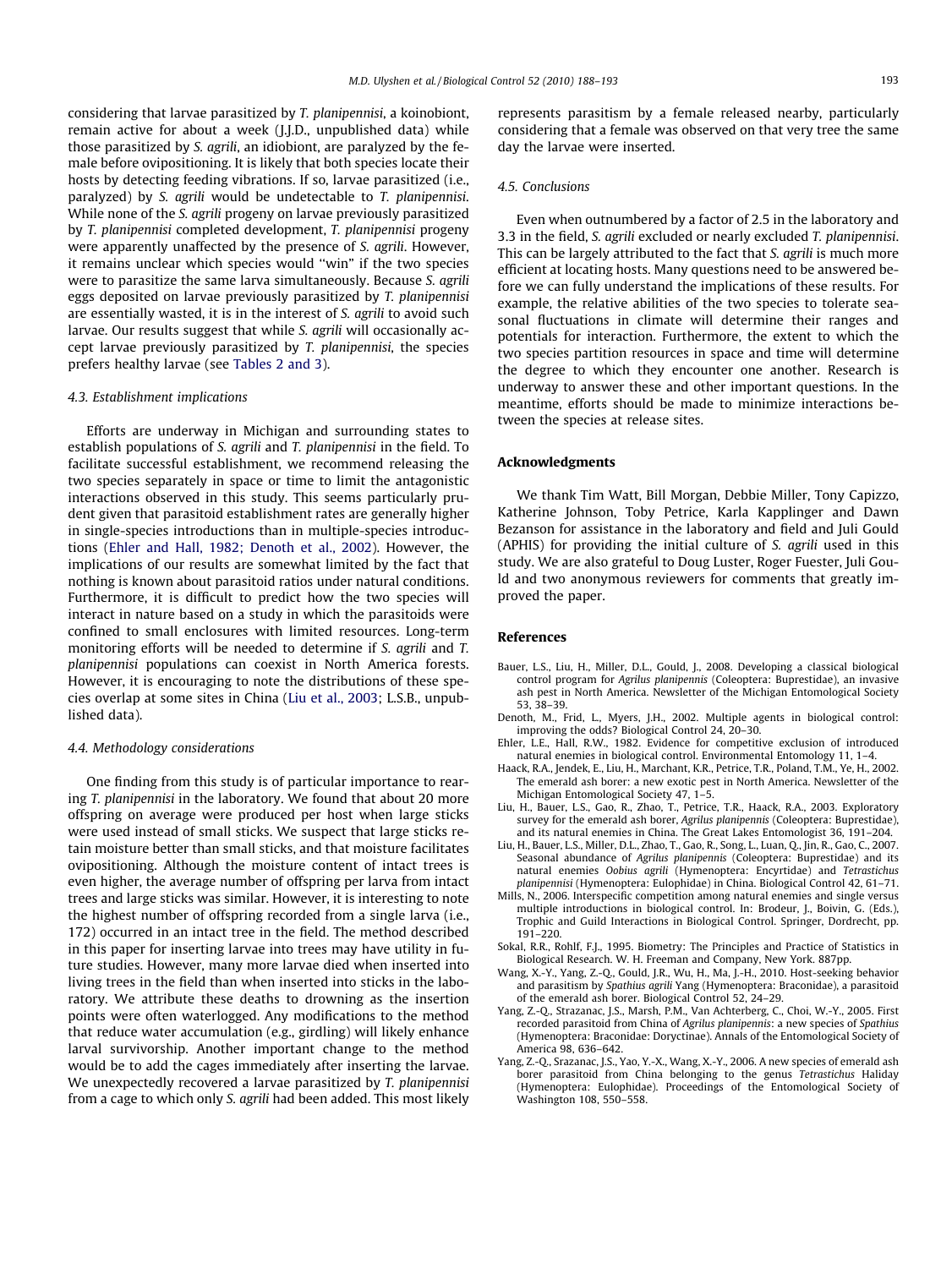considering that larvae parasitized by *T. planipennisi*, a koinobiont, remain active for about a week (J.J.D., unpublished data) while those parasitized by *S. agrili*, an idiobiont, are paralyzed by the female before ovipositioning. It is likely that both species locate their hosts by detecting feeding vibrations. If so, larvae parasitized (i.e., paralyzed) by *S. agrili* would be undetectable to *T. planipennisi*. While none of the *S. agrili* progeny on larvae previously parasitized by *T. planipennisi* completed development, *T. planipennisi* progeny were apparently unaffected by the presence of *S. agrili*. However, it remains unclear which species would "win" if the two species were to parasitize the same larva simultaneously. Because *S. agrili* eggs deposited on larvae previously parasitized by *T. planipennisi* are essentially wasted, it is in the interest of *S. agrili* to avoid such larvae. Our results suggest that while *S. agrili* will occasionally accept larvae previously parasitized by *T. planipennisi*, the species prefers healthy larvae (see Tables 2 and 3).

### 4.3. Establishment implications

Efforts are underway in Michigan and surrounding states to establish populations of *S. agrili* and *T. planipennisi* in the field. To facilitate successful establishment, we recommend releasing the two species separately in space or time to limit the antagonistic interactions observed in this study. This seems particularly prudent given that parasitoid establishment rates are generally higher in single-species introductions than in multiple-species introductions (Ehler and Hall, 1982; Denoth et al., 2002). However, the implications of our results are somewhat limited by the fact that nothing is known about parasitoid ratios under natural conditions. Furthermore, it is difficult to predict how the two species will interact in nature based on a study in which the parasitoids were confined to small enclosures with limited resources. Long-term monitoring efforts will be needed to determine if *S. agrili* and *T. planipennisi* populations can coexist in North America forests. However, it is encouraging to note the distributions of these species overlap at some sites in China (Liu et al., 2003; L.S.B., unpublished data).

### 4.4. Methodology considerations

One finding from this study is of particular importance to rearing *T. planipennisi* in the laboratory. We found that about 20 more offspring on average were produced per host when large sticks were used instead of small sticks. We suspect that large sticks retain moisture better than small sticks, and that moisture facilitates ovipositioning. Although the moisture content of intact trees is even higher, the average number of offspring per larva from intact trees and large sticks was similar. However, it is interesting to note the highest number of offspring recorded from a single larva (i.e., 172) occurred in an intact tree in the field. The method described in this paper for inserting larvae into trees may have utility in future studies. However, many more larvae died when inserted into living trees in the field than when inserted into sticks in the laboratory. We attribute these deaths to drowning as the insertion points were often waterlogged. Any modifications to the method that reduce water accumulation (e.g., girdling) will likely enhance larval survivorship. Another important change to the method would be to add the cages immediately after inserting the larvae. We unexpectedly recovered a larvae parasitized by *T. planipennisi* from a cage to which only *S. agrili* had been added. This most likely represents parasitism by a female released nearby, particularly considering that a female was observed on that very tree the same day the larvae were inserted.

### 4.5. Conclusions

Even when outnumbered by a factor of 2.5 in the laboratory and 3.3 in the field, *S. agrili* excluded or nearly excluded *T. planipennisi*. This can be largely attributed to the fact that *S. agrili* is much more efficient at locating hosts. Many questions need to be answered before we can fully understand the implications of these results. For example, the relative abilities of the two species to tolerate seasonal fluctuations in climate will determine their ranges and potentials for interaction. Furthermore, the extent to which the two species partition resources in space and time will determine the degree to which they encounter one another. Research is underway to answer these and other important questions. In the meantime, efforts should be made to minimize interactions between the species at release sites.

## Acknowledgments

We thank Tim Watt, Bill Morgan, Debbie Miller, Tony Capizzo, Katherine Johnson, Toby Petrice, Karla Kapplinger and Dawn Bezanson for assistance in the laboratory and field and Juli Gould (APHIS) for providing the initial culture of *S. agrili* used in this study. We are also grateful to Doug Luster, Roger Fuester, Juli Gould and two anonymous reviewers for comments that greatly improved the paper.

## References

Bauer, L.S., Liu, H., Miller, D.L., Gould, J., 2008. Developing a classical biological control program for *Agrilus planipennis* (Coleoptera: Buprestidae), an invasive ash pest in North America. Newsletter of the Michigan Entomological Society 53, 38–39.

Denoth, M., Frid, L., Myers, J.H., 2002. Multiple agents in biological control: improving the odds? Biological Control 24, 20–30.

Ehler, L.E., Hall, R.W., 1982. Evidence for competitive exclusion of introduced natural enemies in biological control. Environmental Entomology 11, 1–4.

Haack, R.A., Jendek, E., Liu, H., Marchant, K.R., Petrice, T.R., Poland, T.M., Ye, H., 2002. The emerald ash borer: a new exotic pest in North America. Newsletter of the Michigan Entomological Society 47, 1–5.

Liu, H., Bauer, L.S., Gao, R., Zhao, T., Petrice, T.R., Haack, R.A., 2003. Exploratory survey for the emerald ash borer, *Agrilus planipennis* (Coleoptera: Buprestidae), and its natural enemies in China. The Great Lakes Entomologist 36, 191–204.

Liu, H., Bauer, L.S., Miller, D.L., Zhao, T., Gao, R., Song, L., Luan, Q., Jin, R., Gao, C., 2007. Seasonal abundance of *Agrilus planipennis* (Coleoptera: Buprestidae) and its natural enemies *Oobius agrili* (Hymenoptera: Encyrtidae) and *Tetrastichus planipennisi* (Hymenoptera: Eulophidae) in China. Biological Control 42, 61–71.

Mills, N., 2006. Interspecific competition among natural enemies and single versus multiple introductions in biological control. In: Brodeur, J., Boivin, G. (Eds.), Trophic and Guild Interactions in Biological Control. Springer, Dordrecht, pp. 191–220.

Sokal, R.R., Rohlf, F.J., 1995. Biometry: The Principles and Practice of Statistics in Biological Research. W. H. Freeman and Company, New York. 887pp.

Wang, X.-Y., Yang, Z.-Q., Gould, J.R., Wu, H., Ma, J.-H., 2010. Host-seeking behavior and parasitism by *Spathius agrili* Yang (Hymenoptera: Braconidae), a parasitoid of the emerald ash borer. Biological Control 52, 24–29.

Yang, Z.-Q., Strazanac, J.S., Marsh, P.M., Van Achterberg, C., Choi, W.-Y., 2005. First recorded parasitoid from China of *Agrilus planipennis*: a new species of *Spathius* (Hymenoptera: Braconidae: Doryctinae). Annals of the Entomological Society of America 98, 636–642.

Yang, Z.-Q., Srazanac, J.S., Yao, Y.-X., Wang, X.-Y., 2006. A new species of emerald ash borer parasitoid from China belonging to the genus *Tetrastichus* Haliday (Hymenoptera: Eulophidae). Proceedings of the Entomological Society of Washington 108, 550–558.